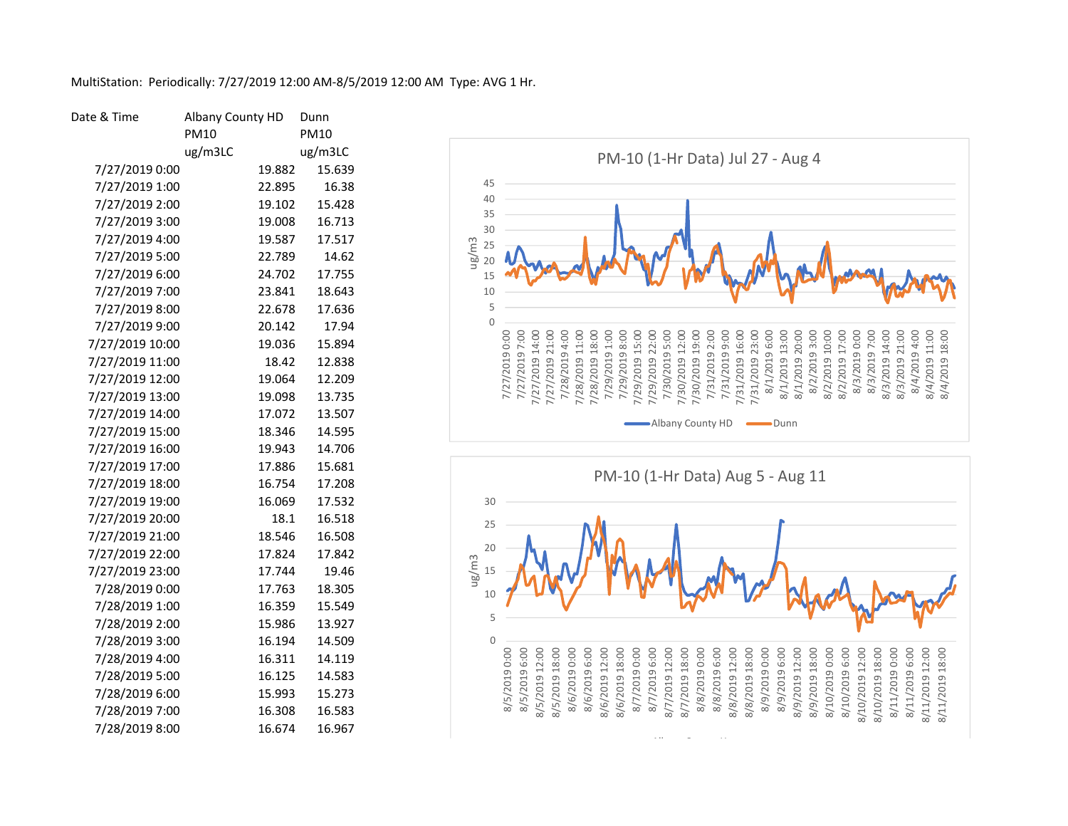MultiStation: Periodically: 7/27/2019 12:00 AM-8/5/2019 12:00 AM Type: AVG 1 Hr.

| Date & Time | Albany County HD PM10 ug/m3LC | Dunn PM10 ug/m3LC |
|---|---|---|
| 7/27/2019 0:00 | 19.882 | 15.639 |
| 7/27/2019 1:00 | 22.895 | 16.38 |
| 7/27/2019 2:00 | 19.102 | 15.428 |
| 7/27/2019 3:00 | 19.008 | 16.713 |
| 7/27/2019 4:00 | 19.587 | 17.517 |
| 7/27/2019 5:00 | 22.789 | 14.62 |
| 7/27/2019 6:00 | 24.702 | 17.755 |
| 7/27/2019 7:00 | 23.841 | 18.643 |
| 7/27/2019 8:00 | 22.678 | 17.636 |
| 7/27/2019 9:00 | 20.142 | 17.94 |
| 7/27/2019 10:00 | 19.036 | 15.894 |
| 7/27/2019 11:00 | 18.42 | 12.838 |
| 7/27/2019 12:00 | 19.064 | 12.209 |
| 7/27/2019 13:00 | 19.098 | 13.735 |
| 7/27/2019 14:00 | 17.072 | 13.507 |
| 7/27/2019 15:00 | 18.346 | 14.595 |
| 7/27/2019 16:00 | 19.943 | 14.706 |
| 7/27/2019 17:00 | 17.886 | 15.681 |
| 7/27/2019 18:00 | 16.754 | 17.208 |
| 7/27/2019 19:00 | 16.069 | 17.532 |
| 7/27/2019 20:00 | 18.1 | 16.518 |
| 7/27/2019 21:00 | 18.546 | 16.508 |
| 7/27/2019 22:00 | 17.824 | 17.842 |
| 7/27/2019 23:00 | 17.744 | 19.46 |
| 7/28/2019 0:00 | 17.763 | 18.305 |
| 7/28/2019 1:00 | 16.359 | 15.549 |
| 7/28/2019 2:00 | 15.986 | 13.927 |
| 7/28/2019 3:00 | 16.194 | 14.509 |
| 7/28/2019 4:00 | 16.311 | 14.119 |
| 7/28/2019 5:00 | 16.125 | 14.583 |
| 7/28/2019 6:00 | 15.993 | 15.273 |
| 7/28/2019 7:00 | 16.308 | 16.583 |
| 7/28/2019 8:00 | 16.674 | 16.967 |

PM-10 (1-Hr Data) Jul 27 - Aug 4

PM-10 (1-Hr Data) Aug 5 - Aug 11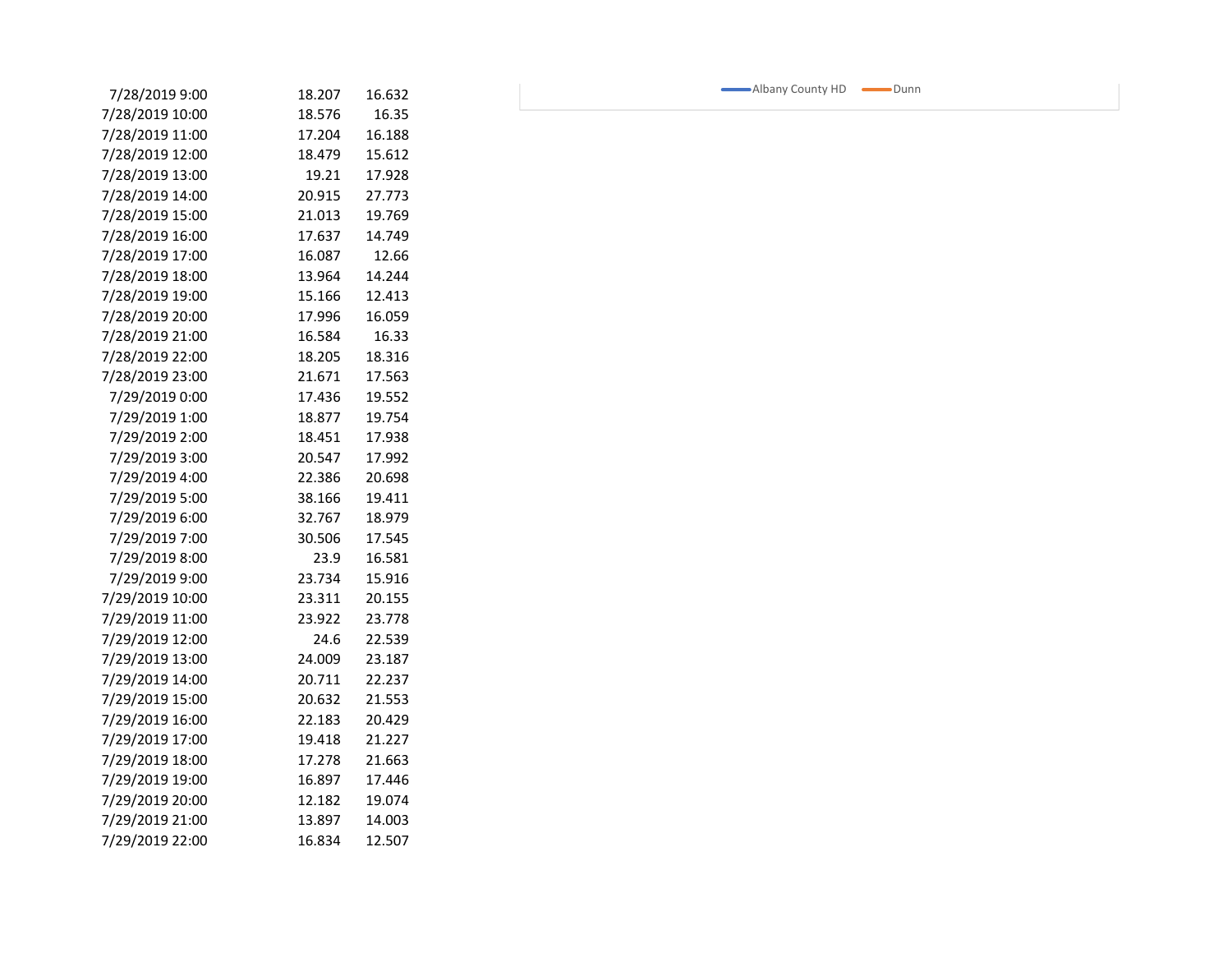| | | |
|---|---|---|
| 7/28/2019 9:00 | 18.207 | 16.632 |
| 7/28/2019 10:00 | 18.576 | 16.35 |
| 7/28/2019 11:00 | 17.204 | 16.188 |
| 7/28/2019 12:00 | 18.479 | 15.612 |
| 7/28/2019 13:00 | 19.21 | 17.928 |
| 7/28/2019 14:00 | 20.915 | 27.773 |
| 7/28/2019 15:00 | 21.013 | 19.769 |
| 7/28/2019 16:00 | 17.637 | 14.749 |
| 7/28/2019 17:00 | 16.087 | 12.66 |
| 7/28/2019 18:00 | 13.964 | 14.244 |
| 7/28/2019 19:00 | 15.166 | 12.413 |
| 7/28/2019 20:00 | 17.996 | 16.059 |
| 7/28/2019 21:00 | 16.584 | 16.33 |
| 7/28/2019 22:00 | 18.205 | 18.316 |
| 7/28/2019 23:00 | 21.671 | 17.563 |
| 7/29/2019 0:00 | 17.436 | 19.552 |
| 7/29/2019 1:00 | 18.877 | 19.754 |
| 7/29/2019 2:00 | 18.451 | 17.938 |
| 7/29/2019 3:00 | 20.547 | 17.992 |
| 7/29/2019 4:00 | 22.386 | 20.698 |
| 7/29/2019 5:00 | 38.166 | 19.411 |
| 7/29/2019 6:00 | 32.767 | 18.979 |
| 7/29/2019 7:00 | 30.506 | 17.545 |
| 7/29/2019 8:00 | 23.9 | 16.581 |
| 7/29/2019 9:00 | 23.734 | 15.916 |
| 7/29/2019 10:00 | 23.311 | 20.155 |
| 7/29/2019 11:00 | 23.922 | 23.778 |
| 7/29/2019 12:00 | 24.6 | 22.539 |
| 7/29/2019 13:00 | 24.009 | 23.187 |
| 7/29/2019 14:00 | 20.711 | 22.237 |
| 7/29/2019 15:00 | 20.632 | 21.553 |
| 7/29/2019 16:00 | 22.183 | 20.429 |
| 7/29/2019 17:00 | 19.418 | 21.227 |
| 7/29/2019 18:00 | 17.278 | 21.663 |
| 7/29/2019 19:00 | 16.897 | 17.446 |
| 7/29/2019 20:00 | 12.182 | 19.074 |
| 7/29/2019 21:00 | 13.897 | 14.003 |
| 7/29/2019 22:00 | 16.834 | 12.507 |

Albany County HD    Dunn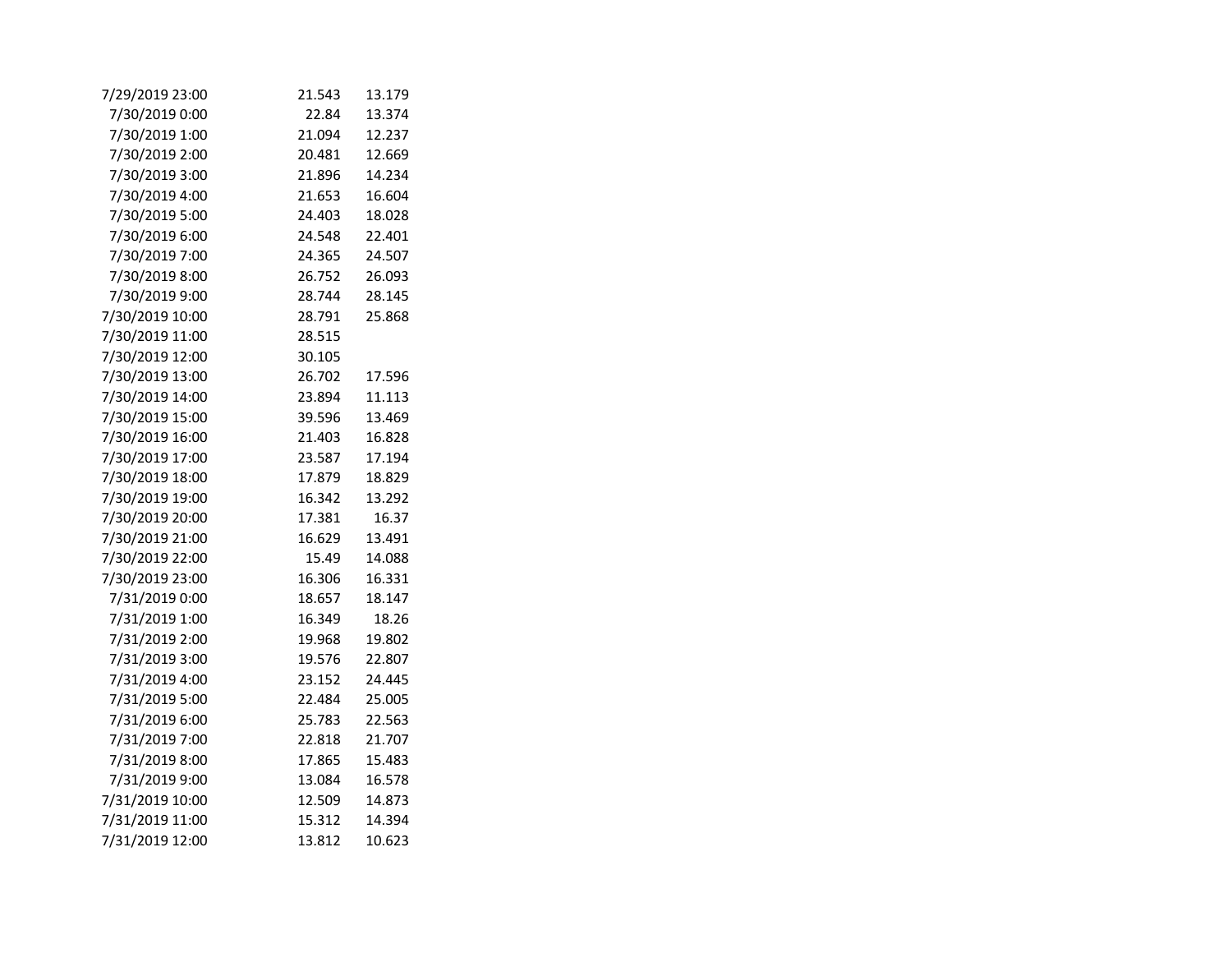| | | |
|---|---|---|
| 7/29/2019 23:00 | 21.543 | 13.179 |
| 7/30/2019 0:00 | 22.84 | 13.374 |
| 7/30/2019 1:00 | 21.094 | 12.237 |
| 7/30/2019 2:00 | 20.481 | 12.669 |
| 7/30/2019 3:00 | 21.896 | 14.234 |
| 7/30/2019 4:00 | 21.653 | 16.604 |
| 7/30/2019 5:00 | 24.403 | 18.028 |
| 7/30/2019 6:00 | 24.548 | 22.401 |
| 7/30/2019 7:00 | 24.365 | 24.507 |
| 7/30/2019 8:00 | 26.752 | 26.093 |
| 7/30/2019 9:00 | 28.744 | 28.145 |
| 7/30/2019 10:00 | 28.791 | 25.868 |
| 7/30/2019 11:00 | 28.515 | |
| 7/30/2019 12:00 | 30.105 | |
| 7/30/2019 13:00 | 26.702 | 17.596 |
| 7/30/2019 14:00 | 23.894 | 11.113 |
| 7/30/2019 15:00 | 39.596 | 13.469 |
| 7/30/2019 16:00 | 21.403 | 16.828 |
| 7/30/2019 17:00 | 23.587 | 17.194 |
| 7/30/2019 18:00 | 17.879 | 18.829 |
| 7/30/2019 19:00 | 16.342 | 13.292 |
| 7/30/2019 20:00 | 17.381 | 16.37 |
| 7/30/2019 21:00 | 16.629 | 13.491 |
| 7/30/2019 22:00 | 15.49 | 14.088 |
| 7/30/2019 23:00 | 16.306 | 16.331 |
| 7/31/2019 0:00 | 18.657 | 18.147 |
| 7/31/2019 1:00 | 16.349 | 18.26 |
| 7/31/2019 2:00 | 19.968 | 19.802 |
| 7/31/2019 3:00 | 19.576 | 22.807 |
| 7/31/2019 4:00 | 23.152 | 24.445 |
| 7/31/2019 5:00 | 22.484 | 25.005 |
| 7/31/2019 6:00 | 25.783 | 22.563 |
| 7/31/2019 7:00 | 22.818 | 21.707 |
| 7/31/2019 8:00 | 17.865 | 15.483 |
| 7/31/2019 9:00 | 13.084 | 16.578 |
| 7/31/2019 10:00 | 12.509 | 14.873 |
| 7/31/2019 11:00 | 15.312 | 14.394 |
| 7/31/2019 12:00 | 13.812 | 10.623 |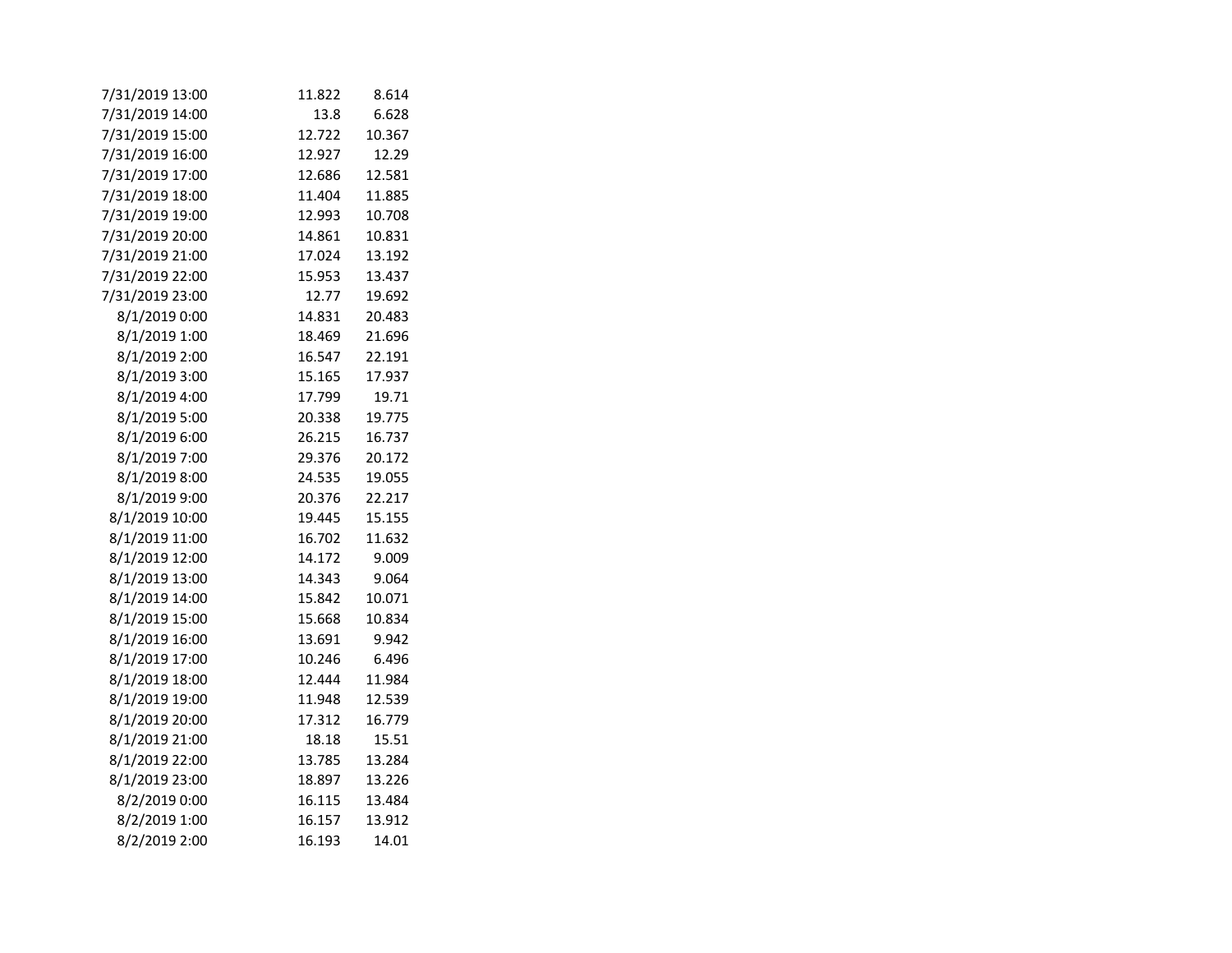| | | |
|---|---|---|
| 7/31/2019 13:00 | 11.822 | 8.614 |
| 7/31/2019 14:00 | 13.8 | 6.628 |
| 7/31/2019 15:00 | 12.722 | 10.367 |
| 7/31/2019 16:00 | 12.927 | 12.29 |
| 7/31/2019 17:00 | 12.686 | 12.581 |
| 7/31/2019 18:00 | 11.404 | 11.885 |
| 7/31/2019 19:00 | 12.993 | 10.708 |
| 7/31/2019 20:00 | 14.861 | 10.831 |
| 7/31/2019 21:00 | 17.024 | 13.192 |
| 7/31/2019 22:00 | 15.953 | 13.437 |
| 7/31/2019 23:00 | 12.77 | 19.692 |
| 8/1/2019 0:00 | 14.831 | 20.483 |
| 8/1/2019 1:00 | 18.469 | 21.696 |
| 8/1/2019 2:00 | 16.547 | 22.191 |
| 8/1/2019 3:00 | 15.165 | 17.937 |
| 8/1/2019 4:00 | 17.799 | 19.71 |
| 8/1/2019 5:00 | 20.338 | 19.775 |
| 8/1/2019 6:00 | 26.215 | 16.737 |
| 8/1/2019 7:00 | 29.376 | 20.172 |
| 8/1/2019 8:00 | 24.535 | 19.055 |
| 8/1/2019 9:00 | 20.376 | 22.217 |
| 8/1/2019 10:00 | 19.445 | 15.155 |
| 8/1/2019 11:00 | 16.702 | 11.632 |
| 8/1/2019 12:00 | 14.172 | 9.009 |
| 8/1/2019 13:00 | 14.343 | 9.064 |
| 8/1/2019 14:00 | 15.842 | 10.071 |
| 8/1/2019 15:00 | 15.668 | 10.834 |
| 8/1/2019 16:00 | 13.691 | 9.942 |
| 8/1/2019 17:00 | 10.246 | 6.496 |
| 8/1/2019 18:00 | 12.444 | 11.984 |
| 8/1/2019 19:00 | 11.948 | 12.539 |
| 8/1/2019 20:00 | 17.312 | 16.779 |
| 8/1/2019 21:00 | 18.18 | 15.51 |
| 8/1/2019 22:00 | 13.785 | 13.284 |
| 8/1/2019 23:00 | 18.897 | 13.226 |
| 8/2/2019 0:00 | 16.115 | 13.484 |
| 8/2/2019 1:00 | 16.157 | 13.912 |
| 8/2/2019 2:00 | 16.193 | 14.01 |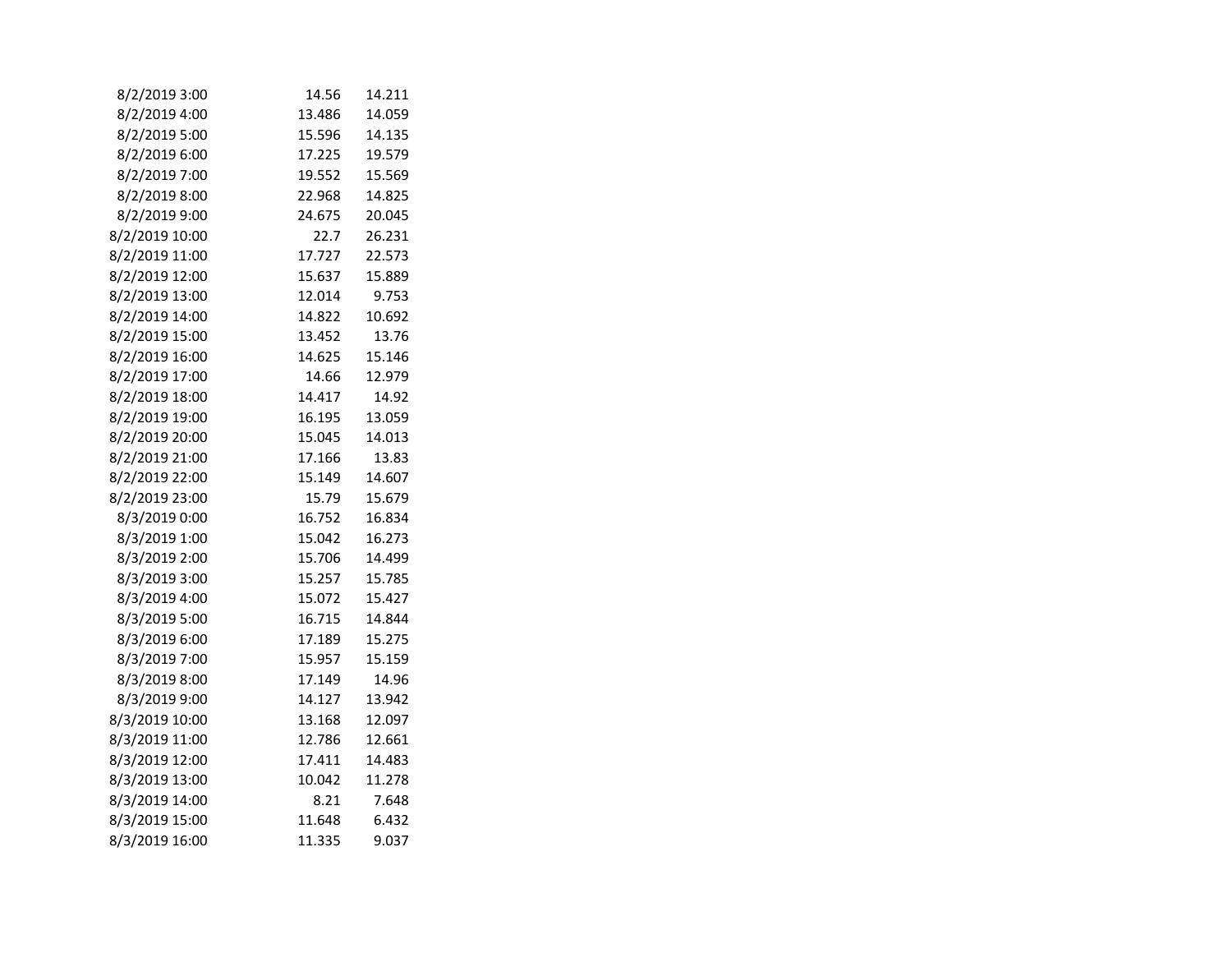| | | |
|---|---|---|
| 8/2/2019 3:00 | 14.56 | 14.211 |
| 8/2/2019 4:00 | 13.486 | 14.059 |
| 8/2/2019 5:00 | 15.596 | 14.135 |
| 8/2/2019 6:00 | 17.225 | 19.579 |
| 8/2/2019 7:00 | 19.552 | 15.569 |
| 8/2/2019 8:00 | 22.968 | 14.825 |
| 8/2/2019 9:00 | 24.675 | 20.045 |
| 8/2/2019 10:00 | 22.7 | 26.231 |
| 8/2/2019 11:00 | 17.727 | 22.573 |
| 8/2/2019 12:00 | 15.637 | 15.889 |
| 8/2/2019 13:00 | 12.014 | 9.753 |
| 8/2/2019 14:00 | 14.822 | 10.692 |
| 8/2/2019 15:00 | 13.452 | 13.76 |
| 8/2/2019 16:00 | 14.625 | 15.146 |
| 8/2/2019 17:00 | 14.66 | 12.979 |
| 8/2/2019 18:00 | 14.417 | 14.92 |
| 8/2/2019 19:00 | 16.195 | 13.059 |
| 8/2/2019 20:00 | 15.045 | 14.013 |
| 8/2/2019 21:00 | 17.166 | 13.83 |
| 8/2/2019 22:00 | 15.149 | 14.607 |
| 8/2/2019 23:00 | 15.79 | 15.679 |
| 8/3/2019 0:00 | 16.752 | 16.834 |
| 8/3/2019 1:00 | 15.042 | 16.273 |
| 8/3/2019 2:00 | 15.706 | 14.499 |
| 8/3/2019 3:00 | 15.257 | 15.785 |
| 8/3/2019 4:00 | 15.072 | 15.427 |
| 8/3/2019 5:00 | 16.715 | 14.844 |
| 8/3/2019 6:00 | 17.189 | 15.275 |
| 8/3/2019 7:00 | 15.957 | 15.159 |
| 8/3/2019 8:00 | 17.149 | 14.96 |
| 8/3/2019 9:00 | 14.127 | 13.942 |
| 8/3/2019 10:00 | 13.168 | 12.097 |
| 8/3/2019 11:00 | 12.786 | 12.661 |
| 8/3/2019 12:00 | 17.411 | 14.483 |
| 8/3/2019 13:00 | 10.042 | 11.278 |
| 8/3/2019 14:00 | 8.21 | 7.648 |
| 8/3/2019 15:00 | 11.648 | 6.432 |
| 8/3/2019 16:00 | 11.335 | 9.037 |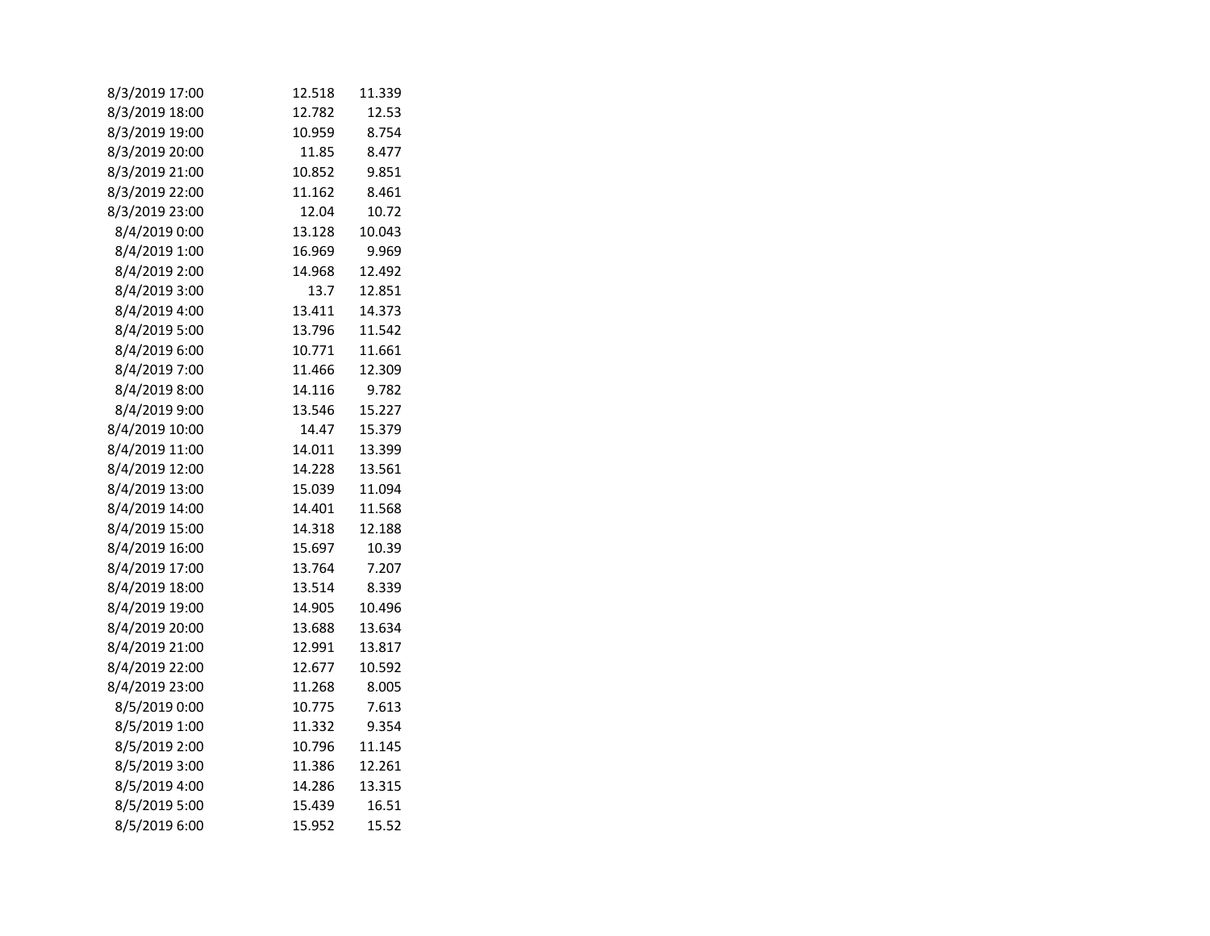| | | |
|---|---|---|
| 8/3/2019 17:00 | 12.518 | 11.339 |
| 8/3/2019 18:00 | 12.782 | 12.53 |
| 8/3/2019 19:00 | 10.959 | 8.754 |
| 8/3/2019 20:00 | 11.85 | 8.477 |
| 8/3/2019 21:00 | 10.852 | 9.851 |
| 8/3/2019 22:00 | 11.162 | 8.461 |
| 8/3/2019 23:00 | 12.04 | 10.72 |
| 8/4/2019 0:00 | 13.128 | 10.043 |
| 8/4/2019 1:00 | 16.969 | 9.969 |
| 8/4/2019 2:00 | 14.968 | 12.492 |
| 8/4/2019 3:00 | 13.7 | 12.851 |
| 8/4/2019 4:00 | 13.411 | 14.373 |
| 8/4/2019 5:00 | 13.796 | 11.542 |
| 8/4/2019 6:00 | 10.771 | 11.661 |
| 8/4/2019 7:00 | 11.466 | 12.309 |
| 8/4/2019 8:00 | 14.116 | 9.782 |
| 8/4/2019 9:00 | 13.546 | 15.227 |
| 8/4/2019 10:00 | 14.47 | 15.379 |
| 8/4/2019 11:00 | 14.011 | 13.399 |
| 8/4/2019 12:00 | 14.228 | 13.561 |
| 8/4/2019 13:00 | 15.039 | 11.094 |
| 8/4/2019 14:00 | 14.401 | 11.568 |
| 8/4/2019 15:00 | 14.318 | 12.188 |
| 8/4/2019 16:00 | 15.697 | 10.39 |
| 8/4/2019 17:00 | 13.764 | 7.207 |
| 8/4/2019 18:00 | 13.514 | 8.339 |
| 8/4/2019 19:00 | 14.905 | 10.496 |
| 8/4/2019 20:00 | 13.688 | 13.634 |
| 8/4/2019 21:00 | 12.991 | 13.817 |
| 8/4/2019 22:00 | 12.677 | 10.592 |
| 8/4/2019 23:00 | 11.268 | 8.005 |
| 8/5/2019 0:00 | 10.775 | 7.613 |
| 8/5/2019 1:00 | 11.332 | 9.354 |
| 8/5/2019 2:00 | 10.796 | 11.145 |
| 8/5/2019 3:00 | 11.386 | 12.261 |
| 8/5/2019 4:00 | 14.286 | 13.315 |
| 8/5/2019 5:00 | 15.439 | 16.51 |
| 8/5/2019 6:00 | 15.952 | 15.52 |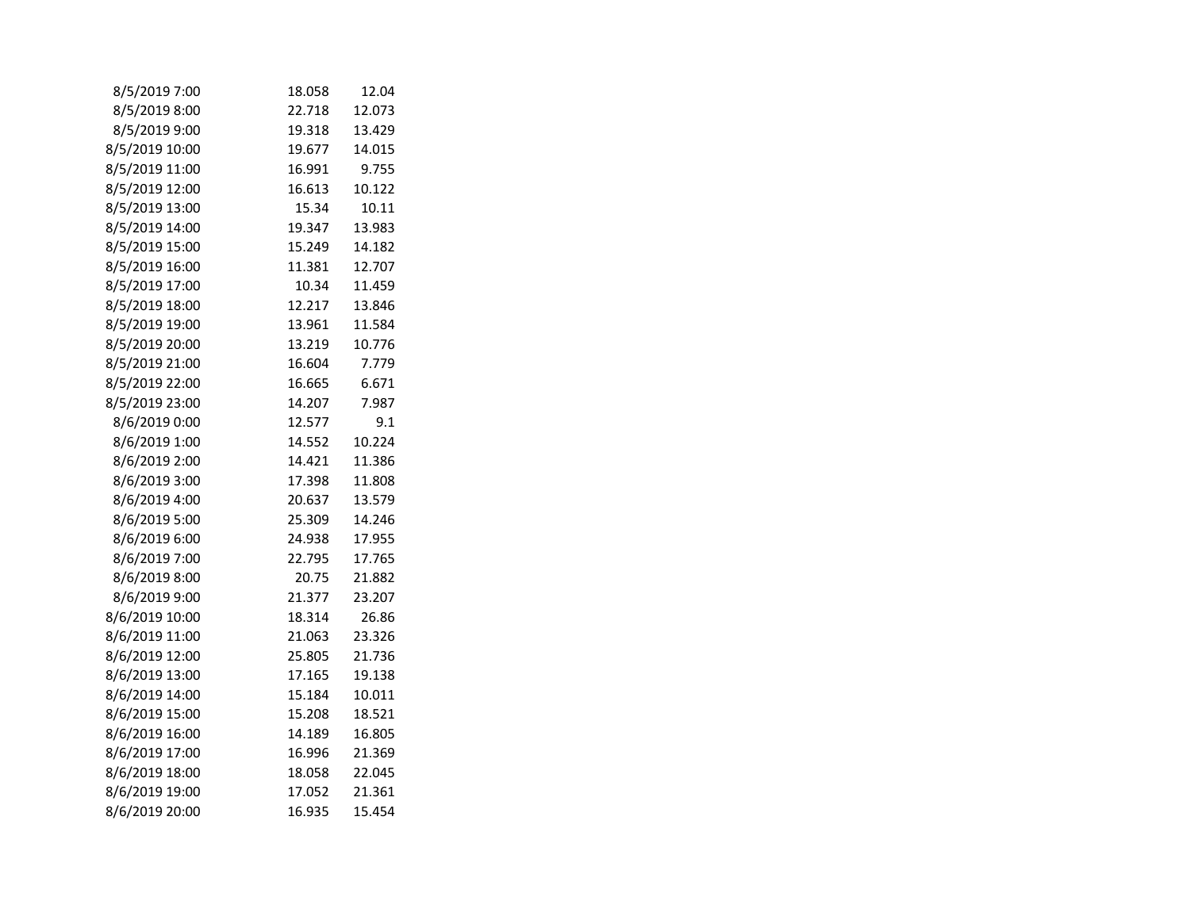| | | |
|---|---|---|
| 8/5/2019 7:00 | 18.058 | 12.04 |
| 8/5/2019 8:00 | 22.718 | 12.073 |
| 8/5/2019 9:00 | 19.318 | 13.429 |
| 8/5/2019 10:00 | 19.677 | 14.015 |
| 8/5/2019 11:00 | 16.991 | 9.755 |
| 8/5/2019 12:00 | 16.613 | 10.122 |
| 8/5/2019 13:00 | 15.34 | 10.11 |
| 8/5/2019 14:00 | 19.347 | 13.983 |
| 8/5/2019 15:00 | 15.249 | 14.182 |
| 8/5/2019 16:00 | 11.381 | 12.707 |
| 8/5/2019 17:00 | 10.34 | 11.459 |
| 8/5/2019 18:00 | 12.217 | 13.846 |
| 8/5/2019 19:00 | 13.961 | 11.584 |
| 8/5/2019 20:00 | 13.219 | 10.776 |
| 8/5/2019 21:00 | 16.604 | 7.779 |
| 8/5/2019 22:00 | 16.665 | 6.671 |
| 8/5/2019 23:00 | 14.207 | 7.987 |
| 8/6/2019 0:00 | 12.577 | 9.1 |
| 8/6/2019 1:00 | 14.552 | 10.224 |
| 8/6/2019 2:00 | 14.421 | 11.386 |
| 8/6/2019 3:00 | 17.398 | 11.808 |
| 8/6/2019 4:00 | 20.637 | 13.579 |
| 8/6/2019 5:00 | 25.309 | 14.246 |
| 8/6/2019 6:00 | 24.938 | 17.955 |
| 8/6/2019 7:00 | 22.795 | 17.765 |
| 8/6/2019 8:00 | 20.75 | 21.882 |
| 8/6/2019 9:00 | 21.377 | 23.207 |
| 8/6/2019 10:00 | 18.314 | 26.86 |
| 8/6/2019 11:00 | 21.063 | 23.326 |
| 8/6/2019 12:00 | 25.805 | 21.736 |
| 8/6/2019 13:00 | 17.165 | 19.138 |
| 8/6/2019 14:00 | 15.184 | 10.011 |
| 8/6/2019 15:00 | 15.208 | 18.521 |
| 8/6/2019 16:00 | 14.189 | 16.805 |
| 8/6/2019 17:00 | 16.996 | 21.369 |
| 8/6/2019 18:00 | 18.058 | 22.045 |
| 8/6/2019 19:00 | 17.052 | 21.361 |
| 8/6/2019 20:00 | 16.935 | 15.454 |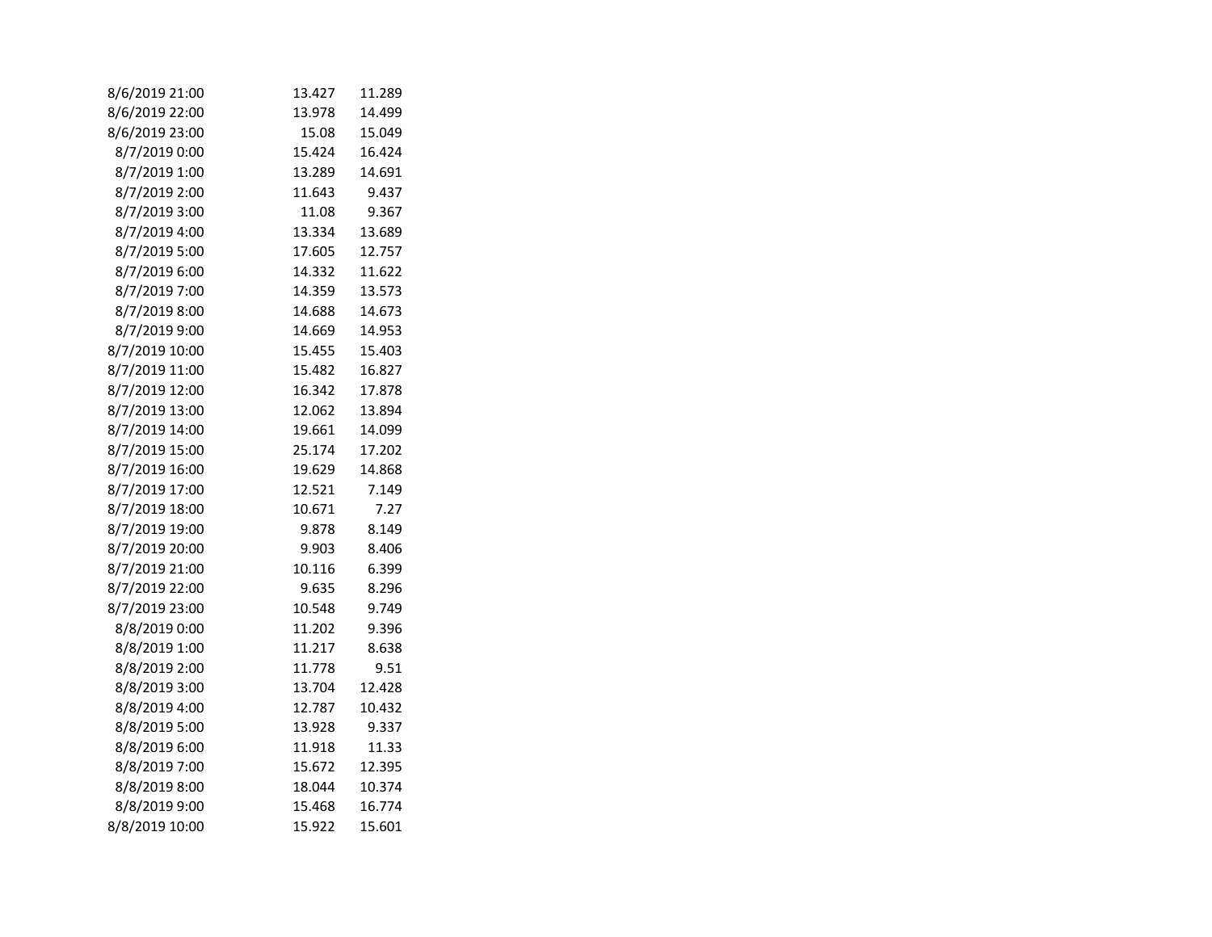| | | |
|---|---|---|
| 8/6/2019 21:00 | 13.427 | 11.289 |
| 8/6/2019 22:00 | 13.978 | 14.499 |
| 8/6/2019 23:00 | 15.08 | 15.049 |
| 8/7/2019 0:00 | 15.424 | 16.424 |
| 8/7/2019 1:00 | 13.289 | 14.691 |
| 8/7/2019 2:00 | 11.643 | 9.437 |
| 8/7/2019 3:00 | 11.08 | 9.367 |
| 8/7/2019 4:00 | 13.334 | 13.689 |
| 8/7/2019 5:00 | 17.605 | 12.757 |
| 8/7/2019 6:00 | 14.332 | 11.622 |
| 8/7/2019 7:00 | 14.359 | 13.573 |
| 8/7/2019 8:00 | 14.688 | 14.673 |
| 8/7/2019 9:00 | 14.669 | 14.953 |
| 8/7/2019 10:00 | 15.455 | 15.403 |
| 8/7/2019 11:00 | 15.482 | 16.827 |
| 8/7/2019 12:00 | 16.342 | 17.878 |
| 8/7/2019 13:00 | 12.062 | 13.894 |
| 8/7/2019 14:00 | 19.661 | 14.099 |
| 8/7/2019 15:00 | 25.174 | 17.202 |
| 8/7/2019 16:00 | 19.629 | 14.868 |
| 8/7/2019 17:00 | 12.521 | 7.149 |
| 8/7/2019 18:00 | 10.671 | 7.27 |
| 8/7/2019 19:00 | 9.878 | 8.149 |
| 8/7/2019 20:00 | 9.903 | 8.406 |
| 8/7/2019 21:00 | 10.116 | 6.399 |
| 8/7/2019 22:00 | 9.635 | 8.296 |
| 8/7/2019 23:00 | 10.548 | 9.749 |
| 8/8/2019 0:00 | 11.202 | 9.396 |
| 8/8/2019 1:00 | 11.217 | 8.638 |
| 8/8/2019 2:00 | 11.778 | 9.51 |
| 8/8/2019 3:00 | 13.704 | 12.428 |
| 8/8/2019 4:00 | 12.787 | 10.432 |
| 8/8/2019 5:00 | 13.928 | 9.337 |
| 8/8/2019 6:00 | 11.918 | 11.33 |
| 8/8/2019 7:00 | 15.672 | 12.395 |
| 8/8/2019 8:00 | 18.044 | 10.374 |
| 8/8/2019 9:00 | 15.468 | 16.774 |
| 8/8/2019 10:00 | 15.922 | 15.601 |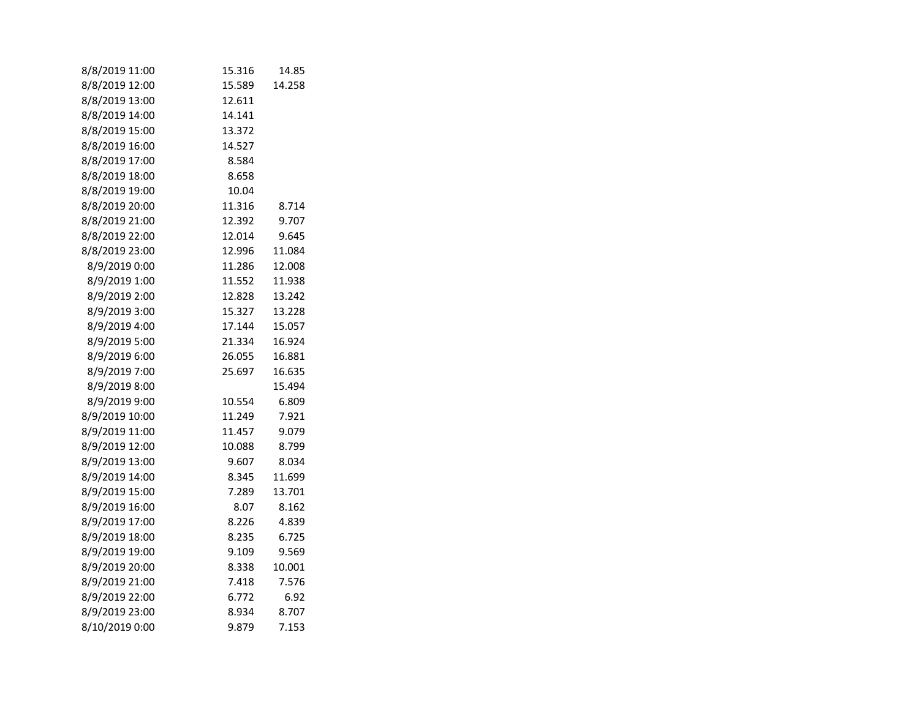|  |  |  |
|---|---|---|
| 8/8/2019 11:00 | 15.316 | 14.85 |
| 8/8/2019 12:00 | 15.589 | 14.258 |
| 8/8/2019 13:00 | 12.611 |  |
| 8/8/2019 14:00 | 14.141 |  |
| 8/8/2019 15:00 | 13.372 |  |
| 8/8/2019 16:00 | 14.527 |  |
| 8/8/2019 17:00 | 8.584 |  |
| 8/8/2019 18:00 | 8.658 |  |
| 8/8/2019 19:00 | 10.04 |  |
| 8/8/2019 20:00 | 11.316 | 8.714 |
| 8/8/2019 21:00 | 12.392 | 9.707 |
| 8/8/2019 22:00 | 12.014 | 9.645 |
| 8/8/2019 23:00 | 12.996 | 11.084 |
| 8/9/2019 0:00 | 11.286 | 12.008 |
| 8/9/2019 1:00 | 11.552 | 11.938 |
| 8/9/2019 2:00 | 12.828 | 13.242 |
| 8/9/2019 3:00 | 15.327 | 13.228 |
| 8/9/2019 4:00 | 17.144 | 15.057 |
| 8/9/2019 5:00 | 21.334 | 16.924 |
| 8/9/2019 6:00 | 26.055 | 16.881 |
| 8/9/2019 7:00 | 25.697 | 16.635 |
| 8/9/2019 8:00 |  | 15.494 |
| 8/9/2019 9:00 | 10.554 | 6.809 |
| 8/9/2019 10:00 | 11.249 | 7.921 |
| 8/9/2019 11:00 | 11.457 | 9.079 |
| 8/9/2019 12:00 | 10.088 | 8.799 |
| 8/9/2019 13:00 | 9.607 | 8.034 |
| 8/9/2019 14:00 | 8.345 | 11.699 |
| 8/9/2019 15:00 | 7.289 | 13.701 |
| 8/9/2019 16:00 | 8.07 | 8.162 |
| 8/9/2019 17:00 | 8.226 | 4.839 |
| 8/9/2019 18:00 | 8.235 | 6.725 |
| 8/9/2019 19:00 | 9.109 | 9.569 |
| 8/9/2019 20:00 | 8.338 | 10.001 |
| 8/9/2019 21:00 | 7.418 | 7.576 |
| 8/9/2019 22:00 | 6.772 | 6.92 |
| 8/9/2019 23:00 | 8.934 | 8.707 |
| 8/10/2019 0:00 | 9.879 | 7.153 |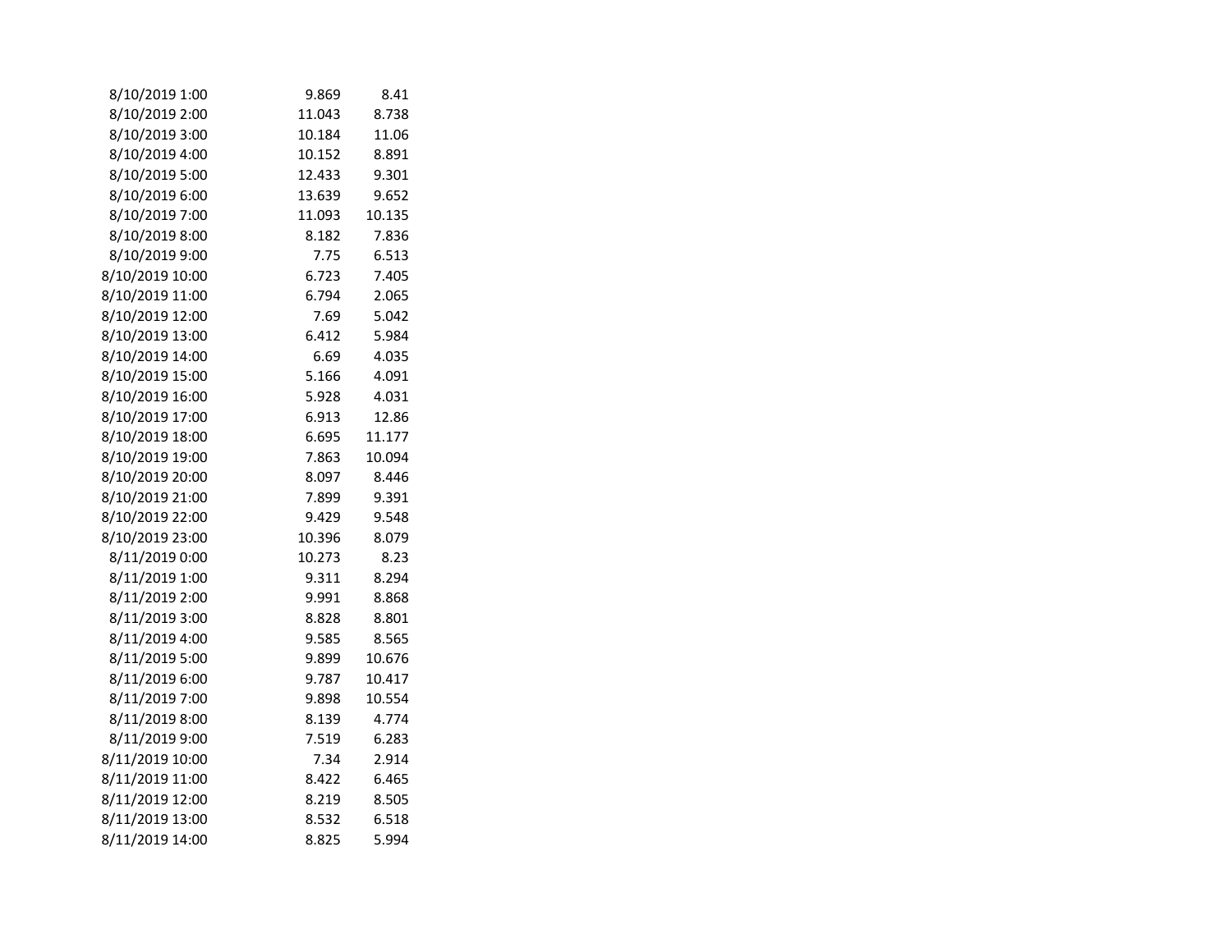| | | |
|---|---|---|
| 8/10/2019 1:00 | 9.869 | 8.41 |
| 8/10/2019 2:00 | 11.043 | 8.738 |
| 8/10/2019 3:00 | 10.184 | 11.06 |
| 8/10/2019 4:00 | 10.152 | 8.891 |
| 8/10/2019 5:00 | 12.433 | 9.301 |
| 8/10/2019 6:00 | 13.639 | 9.652 |
| 8/10/2019 7:00 | 11.093 | 10.135 |
| 8/10/2019 8:00 | 8.182 | 7.836 |
| 8/10/2019 9:00 | 7.75 | 6.513 |
| 8/10/2019 10:00 | 6.723 | 7.405 |
| 8/10/2019 11:00 | 6.794 | 2.065 |
| 8/10/2019 12:00 | 7.69 | 5.042 |
| 8/10/2019 13:00 | 6.412 | 5.984 |
| 8/10/2019 14:00 | 6.69 | 4.035 |
| 8/10/2019 15:00 | 5.166 | 4.091 |
| 8/10/2019 16:00 | 5.928 | 4.031 |
| 8/10/2019 17:00 | 6.913 | 12.86 |
| 8/10/2019 18:00 | 6.695 | 11.177 |
| 8/10/2019 19:00 | 7.863 | 10.094 |
| 8/10/2019 20:00 | 8.097 | 8.446 |
| 8/10/2019 21:00 | 7.899 | 9.391 |
| 8/10/2019 22:00 | 9.429 | 9.548 |
| 8/10/2019 23:00 | 10.396 | 8.079 |
| 8/11/2019 0:00 | 10.273 | 8.23 |
| 8/11/2019 1:00 | 9.311 | 8.294 |
| 8/11/2019 2:00 | 9.991 | 8.868 |
| 8/11/2019 3:00 | 8.828 | 8.801 |
| 8/11/2019 4:00 | 9.585 | 8.565 |
| 8/11/2019 5:00 | 9.899 | 10.676 |
| 8/11/2019 6:00 | 9.787 | 10.417 |
| 8/11/2019 7:00 | 9.898 | 10.554 |
| 8/11/2019 8:00 | 8.139 | 4.774 |
| 8/11/2019 9:00 | 7.519 | 6.283 |
| 8/11/2019 10:00 | 7.34 | 2.914 |
| 8/11/2019 11:00 | 8.422 | 6.465 |
| 8/11/2019 12:00 | 8.219 | 8.505 |
| 8/11/2019 13:00 | 8.532 | 6.518 |
| 8/11/2019 14:00 | 8.825 | 5.994 |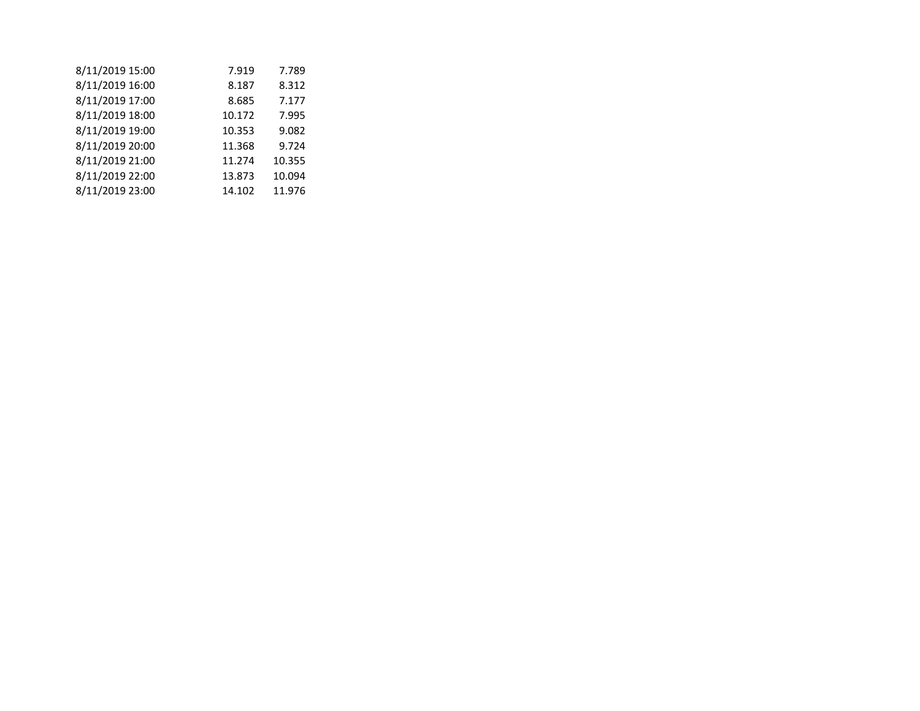| | | |
|---|---|---|
| 8/11/2019 15:00 | 7.919 | 7.789 |
| 8/11/2019 16:00 | 8.187 | 8.312 |
| 8/11/2019 17:00 | 8.685 | 7.177 |
| 8/11/2019 18:00 | 10.172 | 7.995 |
| 8/11/2019 19:00 | 10.353 | 9.082 |
| 8/11/2019 20:00 | 11.368 | 9.724 |
| 8/11/2019 21:00 | 11.274 | 10.355 |
| 8/11/2019 22:00 | 13.873 | 10.094 |
| 8/11/2019 23:00 | 14.102 | 11.976 |